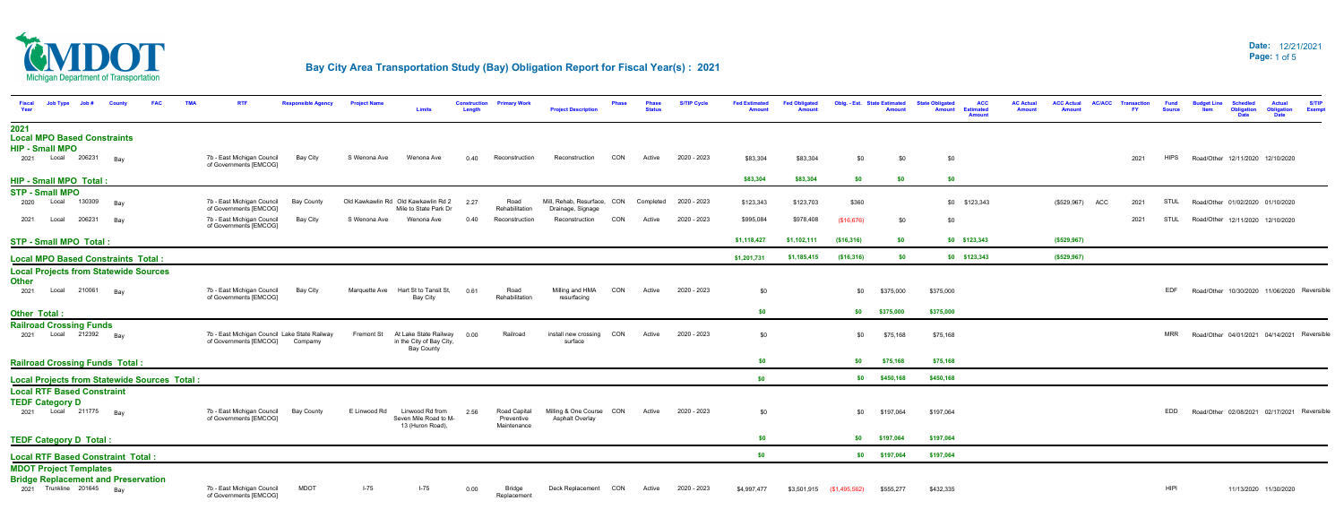# Bay City Area Transportation Study (Bay) Obligation Report for Fiscal Year(s) : 2021

Date: 12/21/2021

| Fiscal Year | Job Type | Job # | County | FAC | TMA | RTF | Responsible Agency | Project Name | Limits | Construction Length | Primary Work | Project Description | Phase | Phase Status | S/TIP Cycle | Fed Estimated Amount | Fed Obligated Amount | Oblig. - Est. | State Estimated Amount | State Obligated Amount | ACC Estimated Amount | AC Actual Amount | ACC Actual Amount | AC/ACC | Transaction FY | Fund Source | Budget Line Item | Scheduled Obligation Date | Actual Obligation Date | S/TIP Exempt |
|---|---|---|---|---|---|---|---|---|---|---|---|---|---|---|---|---|---|---|---|---|---|---|---|---|---|---|---|---|---|---|
| **2021** | | | | | | | | | | | | | | | | | | | | | | | | | | | | | | |
| **Local MPO Based Constraints** | | | | | | | | | | | | | | | | | | | | | | | | | | | | | | |
| **HIP - Small MPO** | | | | | | | | | | | | | | | | | | | | | | | | | | | | | | |
| 2021 | Local | 206231 | Bay | | | 7b - East Michigan Council of Governments [EMCOG] | Bay City | S Wenona Ave | Wenona Ave | 0.40 | Reconstruction | Reconstruction | CON | Active | 2020 - 2023 | $83,304 | $83,304 | $0 | $0 | $0 | | | | | 2021 | HIPS | Road/Other | 12/11/2020 | 12/10/2020 | |
| **HIP - Small MPO Total :** | | | | | | | | | | | | | | | | $83,304 | $83,304 | $0 | $0 | $0 | | | | | | | | | | |
| **STP - Small MPO** | | | | | | | | | | | | | | | | | | | | | | | | | | | | | | |
| 2020 | Local | 130309 | Bay | | | 7b - East Michigan Council of Governments [EMCOG] | Bay County | Old Kawkawlin Rd | Old Kawkawlin Rd 2 Mile to State Park Dr | 2.27 | Road Rehabilitation | Mill, Rehab, Resurface, Drainage, Signage | CON | Completed | 2020 - 2023 | $123,343 | $123,703 | $360 | | $0 | $123,343 | | ($529,967) | ACC | 2021 | STUL | Road/Other | 01/02/2020 | 01/10/2020 | |
| 2021 | Local | 206231 | Bay | | | 7b - East Michigan Council of Governments [EMCOG] | Bay City | S Wenona Ave | Wenona Ave | 0.40 | Reconstruction | Reconstruction | CON | Active | 2020 - 2023 | $995,084 | $978,408 | ($16,676) | $0 | $0 | | | | | 2021 | STUL | Road/Other | 12/11/2020 | 12/10/2020 | |
| **STP - Small MPO Total :** | | | | | | | | | | | | | | | | $1,118,427 | $1,102,111 | ($16,316) | $0 | $0 | $123,343 | | ($529,967) | | | | | | | |
| **Local MPO Based Constraints Total :** | | | | | | | | | | | | | | | | $1,201,731 | $1,185,415 | ($16,316) | $0 | $0 | $123,343 | | ($529,967) | | | | | | | |
| **Local Projects from Statewide Sources** | | | | | | | | | | | | | | | | | | | | | | | | | | | | | | |
| **Other** | | | | | | | | | | | | | | | | | | | | | | | | | | | | | | |
| 2021 | Local | 210061 | Bay | | | 7b - East Michigan Council of Governments [EMCOG] | Bay City | Marquette Ave | Hart St to Tansit St, Bay City | 0.61 | Road Rehabilitation | Milling and HMA resurfacing | CON | Active | 2020 - 2023 | $0 | | $0 | $375,000 | $375,000 | | | | | | EDF | Road/Other | 10/30/2020 | 11/06/2020 | Reversible |
| **Other Total :** | | | | | | | | | | | | | | | | $0 | | $0 | $375,000 | $375,000 | | | | | | | | | | |
| **Railroad Crossing Funds** | | | | | | | | | | | | | | | | | | | | | | | | | | | | | | |
| 2021 | Local | 212392 | Bay | | | 7b - East Michigan Council of Governments [EMCOG] | Lake State Railway Company | Fremont St | At Lake State Railway in the City of Bay City, Bay County | 0.00 | Railroad | install new crossing surface | CON | Active | 2020 - 2023 | $0 | | $0 | $75,168 | $75,168 | | | | | | MRR | Road/Other | 04/01/2021 | 04/14/2021 | Reversible |
| **Railroad Crossing Funds Total :** | | | | | | | | | | | | | | | | $0 | | $0 | $75,168 | $75,168 | | | | | | | | | | |
| **Local Projects from Statewide Sources Total :** | | | | | | | | | | | | | | | | $0 | | $0 | $450,168 | $450,168 | | | | | | | | | | |
| **Local RTF Based Constraint** | | | | | | | | | | | | | | | | | | | | | | | | | | | | | | |
| **TEDF Category D** | | | | | | | | | | | | | | | | | | | | | | | | | | | | | | |
| 2021 | Local | 211775 | Bay | | | 7b - East Michigan Council of Governments [EMCOG] | Bay County | E Linwood Rd | Linwood Rd from Seven Mile Road to M-13 (Huron Road), | 2.56 | Road Capital Preventive Maintenance | Milling & One Course Asphalt Overlay | CON | Active | 2020 - 2023 | $0 | | $0 | $197,064 | $197,064 | | | | | | EDD | Road/Other | 02/08/2021 | 02/17/2021 | Reversible |
| **TEDF Category D Total :** | | | | | | | | | | | | | | | | $0 | | $0 | $197,064 | $197,064 | | | | | | | | | | |
| **Local RTF Based Constraint Total :** | | | | | | | | | | | | | | | | $0 | | $0 | $197,064 | $197,064 | | | | | | | | | | |
| **MDOT Project Templates** | | | | | | | | | | | | | | | | | | | | | | | | | | | | | | |
| **Bridge Replacement and Preservation** | | | | | | | | | | | | | | | | | | | | | | | | | | | | | | |
| 2021 | Trunkline | 201645 | Bay | | | 7b - East Michigan Council of Governments [EMCOG] | MDOT | I-75 | I-75 | 0.00 | Bridge Replacement | Deck Replacement | CON | Active | 2020 - 2023 | $4,997,477 | $3,501,915 | ($1,495,562) | $555,277 | $432,335 | | | | | | HIPI | | 11/13/2020 | 11/30/2020 | |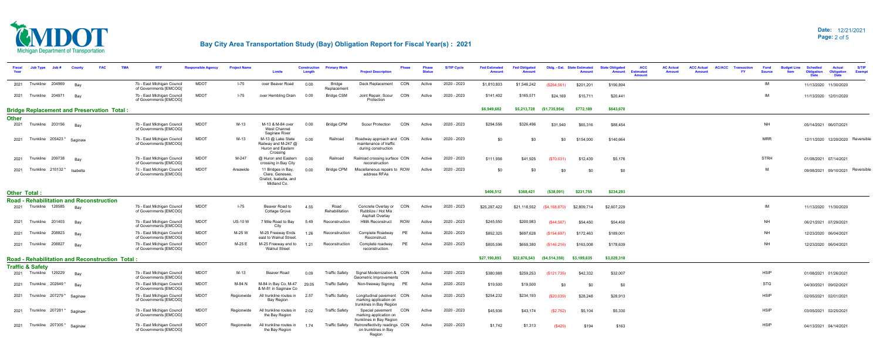# Bay City Area Transportation Study (Bay) Obligation Report for Fiscal Year(s) : 2021

Date: 12/21/2021

| Fiscal Year | Job Type | Job # | County | FAC | TMA | RTF | Responsible Agency | Project Name | Limits | Construction Length | Primary Work | Project Description | Phase | Phase Status | S/TIP Cycle | Fed Estimated Amount | Fed Obligated Amount | Oblg. - Est. Amount | State Estimated Amount | State Obligated Amount | ACC Estimated Amount | AC Actual Amount | ACC Actual Amount | AC/ACC | Transaction FY | Fund Source | Budget Line Item | Schedled Obligation Date | Actual Obligation Date | S/TIP Exempt |
|---|---|---|---|---|---|---|---|---|---|---|---|---|---|---|---|---|---|---|---|---|---|---|---|---|---|---|---|---|---|---|
| 2021 | Trunkline | 204969 | Bay | | | 7b - East Michigan Council of Governments [EMCOG] | MDOT | I-75 | over Beaver Road | 0.00 | Bridge Replacement | Deck Replacement | CON | Active | 2020 - 2023 | $1,810,803 | $1,546,242 | ($264,561) | $201,201 | $190,894 | | | | | | IM | | 11/13/2020 | 11/30/2020 | |
| 2021 | Trunkline | 204971 | Bay | | | 7b - East Michigan Council of Governments [EMCOG] | MDOT | I-75 | over Hembling Drain | 0.00 | Bridge CSM | Joint Repair, Scour Protection | CON | Active | 2020 - 2023 | $141,402 | $165,571 | $24,169 | $15,711 | $20,441 | | | | | | IM | | 11/13/2020 | 12/01/2020 | |
| **Bridge Replacement and Preservation Total :** | | | | | | | | | | | | | | | | **$6,949,682** | **$5,213,728** | **($1,735,954)** | **$772,189** | **$643,670** | | | | | | | | | | |
| **Other** | | | | | | | | | | | | | | | | | | | | | | | | | | | | | | |
| 2021 | Trunkline | 203156 | Bay | | | 7b - East Michigan Council of Governments [EMCOG] | MDOT | M-13 | M-13 & M-84 over West Channel Saginaw River | 0.00 | Bridge CPM | Scour Protection | CON | Active | 2020 - 2023 | $294,556 | $326,496 | $31,940 | $65,316 | $88,454 | | | | | | NH | | 05/14/2021 | 06/07/2021 | |
| 2021 | Trunkline | 205423 * | Saginaw | | | 7b - East Michigan Council of Governments [EMCOG] | MDOT | M-13 | M-13 @ Lake State Railway and M-247 @ Huron and Eastern Crossing | 0.00 | Railroad | Roadway approach and maintenance of traffic during construction | CON | Active | 2020 - 2023 | $0 | $0 | $0 | $154,000 | $140,664 | | | | | | MRR | | 12/11/2020 | 12/29/2020 | Reversible |
| 2021 | Trunkline | 209738 | Bay | | | 7b - East Michigan Council of Governments [EMCOG] | MDOT | M-247 | @ Huron and Eastern crossing in Bay City | 0.00 | Railroad | Railroad crossing surface reconstruction | CON | Active | 2020 - 2023 | $111,956 | $41,925 | ($70,031) | $12,439 | $5,176 | | | | | | STRH | | 01/08/2021 | 07/14/2021 | |
| 2021 | Trunkline | 210132 * | Isabella | | | 7c - East Michigan Council of Governments [EMCOG] | MDOT | Areawide | 11 Bridges in Bay, Clare, Genesee, Gratiot, Isabella, and Midland Co. | 0.00 | Bridge CPM | Miscellaneous repairs to address RFAs | ROW | Active | 2020 - 2023 | $0 | $0 | $0 | $0 | $0 | | | | | | M | | 09/08/2021 | 09/10/2021 | Reversible |
| **Other Total :** | | | | | | | | | | | | | | | | **$406,512** | **$368,421** | **($38,091)** | **$231,755** | **$234,293** | | | | | | | | | | |
| **Road - Rehabilitation and Reconstruction** | | | | | | | | | | | | | | | | | | | | | | | | | | | | | | |
| 2021 | Trunkline | 128585 | Bay | | | 7b - East Michigan Council of Governments [EMCOG] | MDOT | I-75 | Beaver Road to Cottage Grove | 4.55 | Road Rehabilitation | Concrete Overlay or Rubblize / Hot Mix Asphalt Overlay | CON | Active | 2020 - 2023 | $25,287,422 | $21,118,552 | ($4,168,870) | $2,809,714 | $2,607,229 | | | | | | IM | | 11/13/2020 | 11/30/2020 | |
| 2021 | Trunkline | 201403 | Bay | | | 7b - East Michigan Council of Governments [EMCOG] | MDOT | US-10 W | 7 Mile Road to Bay City | 5.49 | Reconstruction | HMA Reconstruct | ROW | Active | 2020 - 2023 | $245,550 | $200,983 | ($44,567) | $54,450 | $54,450 | | | | | | NH | | 06/21/2021 | 07/29/2021 | |
| 2021 | Trunkline | 208823 | Bay | | | 7b - East Michigan Council of Governments [EMCOG] | MDOT | M-25 W | M-25 Freeway Ends east to Walnut Street. | 1.26 | Reconstruction | Complete Roadway Reconstruct. | PE | Active | 2020 - 2023 | $852,325 | $697,628 | ($154,697) | $172,463 | $189,001 | | | | | | NH | | 12/23/2020 | 06/04/2021 | |
| 2021 | Trunkline | 208827 | Bay | | | 7b - East Michigan Council of Governments [EMCOG] | MDOT | M-25 E | M-25 Freeway end to Walnut Street | 1.21 | Reconstruction | Complete roadway reconstruction. | PE | Active | 2020 - 2023 | $805,596 | $659,380 | ($146,216) | $163,008 | $178,639 | | | | | | NH | | 12/23/2020 | 06/04/2021 | |
| **Road - Rehabilitation and Reconstruction Total :** | | | | | | | | | | | | | | | | **$27,190,893** | **$22,676,543** | **($4,514,350)** | **$3,199,635** | **$3,029,318** | | | | | | | | | | |
| **Traffic & Safety** | | | | | | | | | | | | | | | | | | | | | | | | | | | | | | |
| 2021 | Trunkline | 129229 | Bay | | | 7b - East Michigan Council of Governments [EMCOG] | MDOT | M-13 | Beaver Road | 0.09 | Traffic Safety | Signal Modernization & Geometric Improvements | CON | Active | 2020 - 2023 | $380,988 | $259,253 | ($121,735) | $42,332 | $32,007 | | | | | | HSIP | | 01/08/2021 | 01/26/2021 | |
| 2021 | Trunkline | 202649 * | Bay | | | 7b - East Michigan Council of Governments [EMCOG] | MDOT | M-84 N | M-84 in Bay Co, M-47 & M-81 in Saginaw Co | 29.05 | Traffic Safety | Non-freeway Signing | PE | Active | 2020 - 2023 | $19,500 | $19,500 | $0 | $0 | $0 | | | | | | STG | | 04/30/2021 | 09/02/2021 | |
| 2021 | Trunkline | 207279 * | Saginaw | | | 7b - East Michigan Council of Governments [EMCOG] | MDOT | Regionwide | All trunkline routes in Bay Region | 2.57 | Traffic Safety | Longitudinal pavement marking application on trunklines in Bay Region | CON | Active | 2020 - 2023 | $254,232 | $234,193 | ($20,039) | $28,248 | $28,913 | | | | | | HSIP | | 02/05/2021 | 02/01/2021 | |
| 2021 | Trunkline | 207281 * | Saginaw | | | 7b - East Michigan Council of Governments [EMCOG] | MDOT | Regionwide | All trunkline routes in the Bay Region | 2.02 | Traffic Safety | Special pavement marking application on trunklines in Bay Region | CON | Active | 2020 - 2023 | $45,936 | $43,174 | ($2,762) | $5,104 | $5,330 | | | | | | HSIP | | 03/05/2021 | 02/25/2021 | |
| 2021 | Trunkline | 207305 * | Saginaw | | | 7b - East Michigan Council of Governments [EMCOG] | MDOT | Regionwide | All trunkline routes in the Bay Region | 1.74 | Traffic Safety | Retroreflectivity readings on trunklines in Bay Region | CON | Active | 2020 - 2023 | $1,742 | $1,313 | ($429) | $194 | $163 | | | | | | HSIP | | 04/13/2021 | 04/14/2021 | |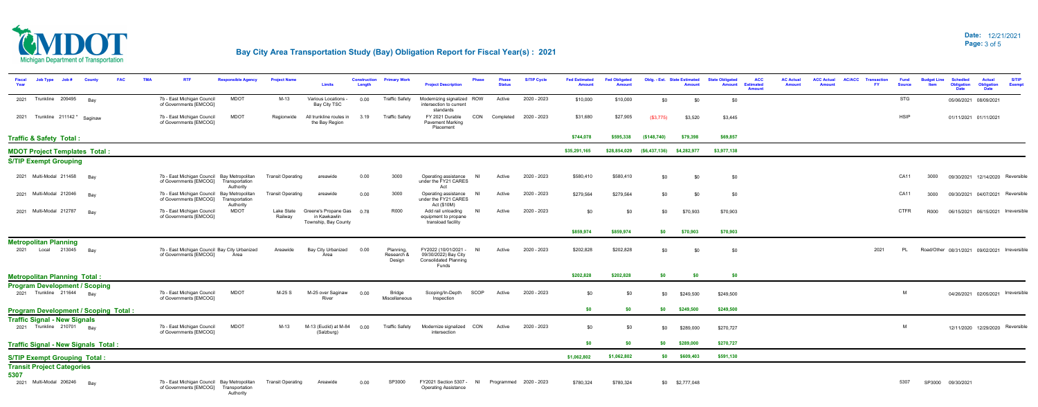# Bay City Area Transportation Study (Bay) Obligation Report for Fiscal Year(s) : 2021

Date: 12/21/2021

| Fiscal Year | Job Type | Job # | County | FAC | TMA | RTF | Responsible Agency | Project Name | Limits | Construction Length | Primary Work | Project Description | Phase | Phase Status | S/TIP Cycle | Fed Estimated Amount | Fed Obligated Amount | Oblg. - Est. | State Estimated Amount | State Obligated Amount | ACC Estimated Amount | AC Actual Amount | ACC Actual Amount | AC/ACC | Transaction FY | Fund Source | Budget Line Item | Schedled Obligation Date | Actual Obligation Date | S/TIP Exempt |
|---|---|---|---|---|---|---|---|---|---|---|---|---|---|---|---|---|---|---|---|---|---|---|---|---|---|---|---|---|---|---|
| 2021 | Trunkline | 209495 | Bay | | | 7b - East Michigan Council of Governments [EMCOG] | MDOT | M-13 | Various Locations - Bay City TSC | 0.00 | Traffic Safety | Modernizing signalized intersection to current standards | ROW | Active | 2020 - 2023 | $10,000 | $10,000 | $0 | $0 | $0 | | | | | | STG | | 05/06/2021 | 08/09/2021 | |
| 2021 | Trunkline | 211142 * | Saginaw | | | 7b - East Michigan Council of Governments [EMCOG] | MDOT | Regionwide | All trunkline routes in the Bay Region | 3.19 | Traffic Safety | FY 2021 Durable Pavement Marking Placement | CON | Completed | 2020 - 2023 | $31,680 | $27,905 | ($3,775) | $3,520 | $3,445 | | | | | | HSIP | | 01/11/2021 | 01/11/2021 | |
| **Traffic & Safety Total :** | | | | | | | | | | | | | | | | **$744,078** | **$595,338** | **($148,740)** | **$79,398** | **$69,857** | | | | | | | | | | |
| **MDOT Project Templates Total :** | | | | | | | | | | | | | | | | **$35,291,165** | **$28,854,029** | **($6,437,136)** | **$4,282,977** | **$3,977,138** | | | | | | | | | | |
| **S/TIP Exempt Grouping** | | | | | | | | | | | | | | | | | | | | | | | | | | | | | | |
| 2021 | Multi-Modal | 211458 | Bay | | | 7b - East Michigan Council of Governments [EMCOG] | Bay Metropolitan Transportation Authority | Transit Operating | areawide | 0.00 | 3000 | Operating assistance under the FY21 CARES Act | NI | Active | 2020 - 2023 | $580,410 | $580,410 | $0 | $0 | $0 | | | | | | CA11 | 3000 | 09/30/2021 | 12/14/2020 | Reversible |
| 2021 | Multi-Modal | 212046 | Bay | | | 7b - East Michigan Council of Governments [EMCOG] | Bay Metropolitan Transportation Authority | Transit Operating | areawide | 0.00 | 3000 | Operating assistance under the FY21 CARES Act ($10M) | NI | Active | 2020 - 2023 | $279,564 | $279,564 | $0 | $0 | $0 | | | | | | CA11 | 3000 | 09/30/2021 | 04/07/2021 | Reversible |
| 2021 | Multi-Modal | 212787 | Bay | | | 7b - East Michigan Council of Governments [EMCOG] | MDOT | Lake State Railway | Greene's Propane Gas in Kawkawlin Township, Bay County | 0.78 | R000 | Add rail unloading equipment to propane transload facility | NI | Active | 2020 - 2023 | $0 | $0 | $0 | $70,903 | $70,903 | | | | | | CTFR | R000 | 06/15/2021 | 06/15/2021 | Irreversible |
| | | | | | | | | | | | | | | | | **$859,974** | **$859,974** | **$0** | **$70,903** | **$70,903** | | | | | | | | | | |
| **Metropolitan Planning** | | | | | | | | | | | | | | | | | | | | | | | | | | | | | | |
| 2021 | Local | 213045 | Bay | | | 7b - East Michigan Council of Governments [EMCOG] | Bay City Urbanized Area | Areawide | Bay City Urbanized Area | 0.00 | Planning, Research & Design | FY2022 (10/01/2021 - 09/30/2022) Bay City Consolidated Planning Funds | NI | Active | 2020 - 2023 | $202,828 | $202,828 | $0 | $0 | $0 | | | | | 2021 | PL | Road/Other | 08/31/2021 | 09/02/2021 | Irreversible |
| **Metropolitan Planning Total :** | | | | | | | | | | | | | | | | **$202,828** | **$202,828** | **$0** | **$0** | **$0** | | | | | | | | | | |
| **Program Development / Scoping** | | | | | | | | | | | | | | | | | | | | | | | | | | | | | | |
| 2021 | Trunkline | 211644 | Bay | | | 7b - East Michigan Council of Governments [EMCOG] | MDOT | M-25 S | M-25 over Saginaw River | 0.00 | Bridge Miscellaneous | Scoping/In-Depth Inspection | SCOP | Active | 2020 - 2023 | $0 | $0 | $0 | $249,500 | $249,500 | | | | | | M | | 04/26/2021 | 02/05/2021 | Irreversible |
| **Program Development / Scoping Total :** | | | | | | | | | | | | | | | | **$0** | **$0** | **$0** | **$249,500** | **$249,500** | | | | | | | | | | |
| **Traffic Signal - New Signals** | | | | | | | | | | | | | | | | | | | | | | | | | | | | | | |
| 2021 | Trunkline | 210701 | Bay | | | 7b - East Michigan Council of Governments [EMCOG] | MDOT | M-13 | M-13 (Euclid) at M-84 (Salzburg) | 0.00 | Traffic Safety | Modernize signalized intersection | CON | Active | 2020 - 2023 | $0 | $0 | $0 | $289,000 | $270,727 | | | | | | M | | 12/11/2020 | 12/29/2020 | Reversible |
| **Traffic Signal - New Signals Total :** | | | | | | | | | | | | | | | | **$0** | **$0** | **$0** | **$289,000** | **$270,727** | | | | | | | | | | |
| **S/TIP Exempt Grouping Total :** | | | | | | | | | | | | | | | | **$1,062,802** | **$1,062,802** | **$0** | **$609,403** | **$591,130** | | | | | | | | | | |
| **Transit Project Categories** | | | | | | | | | | | | | | | | | | | | | | | | | | | | | | |
| **5307** | | | | | | | | | | | | | | | | | | | | | | | | | | | | | | |
| 2021 | Multi-Modal | 206246 | Bay | | | 7b - East Michigan Council of Governments [EMCOG] | Bay Metropolitan Transportation Authority | Transit Operating | Areawide | 0.00 | SP3000 | FY2021 Section 5307 - Operating Assistance | NI | Programmed | 2020 - 2023 | $780,324 | $780,324 | $0 | $2,777,048 | | | | | | | 5307 | SP3000 | 09/30/2021 | | |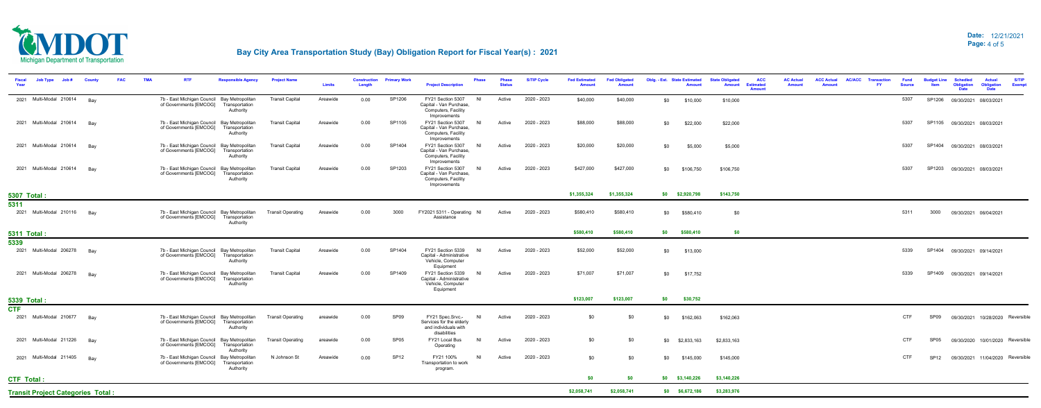# Bay City Area Transportation Study (Bay) Obligation Report for Fiscal Year(s) : 2021

Date: 12/21/2021

| Fiscal Year | Job Type | Job # | County | FAC | TMA | RTF | Responsible Agency | Project Name | Limits | Construction Length | Primary Work | Project Description | Phase | Phase Status | S/TIP Cycle | Fed Estimated Amount | Fed Obligated Amount | Oblig. - Est. | State Estimated Amount | State Obligated Amount | ACC Estimated Amount | AC Actual Amount | ACC Actual Amount | AC/ACC | Transaction FY | Fund Source | Budget Line Item | Schedled Obligation Date | Actual Obligation Date | S/TIP Exempt |
|---|---|---|---|---|---|---|---|---|---|---|---|---|---|---|---|---|---|---|---|---|---|---|---|---|---|---|---|---|---|---|
| 2021 | Multi-Modal | 210614 | Bay | | | 7b - East Michigan Council of Governments [EMCOG] | Bay Metropolitan Transportation Authority | Transit Capital | Areawide | 0.00 | SP1206 | FY21 Section 5307 Capital - Van Purchase, Computers, Facility Improvements | NI | Active | 2020 - 2023 | $40,000 | $40,000 | $0 | $10,000 | $10,000 | | | | | | 5307 | SP1206 | 09/30/2021 | 08/03/2021 | |
| 2021 | Multi-Modal | 210614 | Bay | | | 7b - East Michigan Council of Governments [EMCOG] | Bay Metropolitan Transportation Authority | Transit Capital | Areawide | 0.00 | SP1105 | FY21 Section 5307 Capital - Van Purchase, Computers, Facility Improvements | NI | Active | 2020 - 2023 | $88,000 | $88,000 | $0 | $22,000 | $22,000 | | | | | | 5307 | SP1105 | 09/30/2021 | 08/03/2021 | |
| 2021 | Multi-Modal | 210614 | Bay | | | 7b - East Michigan Council of Governments [EMCOG] | Bay Metropolitan Transportation Authority | Transit Capital | Areawide | 0.00 | SP1404 | FY21 Section 5307 Capital - Van Purchase, Computers, Facility Improvements | NI | Active | 2020 - 2023 | $20,000 | $20,000 | $0 | $5,000 | $5,000 | | | | | | 5307 | SP1404 | 09/30/2021 | 08/03/2021 | |
| 2021 | Multi-Modal | 210614 | Bay | | | 7b - East Michigan Council of Governments [EMCOG] | Bay Metropolitan Transportation Authority | Transit Capital | Areawide | 0.00 | SP1203 | FY21 Section 5307 Capital - Van Purchase, Computers, Facility Improvements | NI | Active | 2020 - 2023 | $427,000 | $427,000 | $0 | $106,750 | $106,750 | | | | | | 5307 | SP1203 | 09/30/2021 | 08/03/2021 | |
| **5307 Total :** | | | | | | | | | | | | | | | | **$1,355,324** | **$1,355,324** | **$0** | **$2,920,798** | **$143,750** | | | | | | | | | | |
| **5311** | | | | | | | | | | | | | | | | | | | | | | | | | | | | | | |
| 2021 | Multi-Modal | 210116 | Bay | | | 7b - East Michigan Council of Governments [EMCOG] | Bay Metropolitan Transportation Authority | Transit Operating | Areawide | 0.00 | 3000 | FY2021 5311 - Operating Assistance | NI | Active | 2020 - 2023 | $580,410 | $580,410 | $0 | $580,410 | $0 | | | | | | 5311 | 3000 | 09/30/2021 | 06/04/2021 | |
| **5311 Total :** | | | | | | | | | | | | | | | | **$580,410** | **$580,410** | **$0** | **$580,410** | **$0** | | | | | | | | | | |
| **5339** | | | | | | | | | | | | | | | | | | | | | | | | | | | | | | |
| 2021 | Multi-Modal | 206278 | Bay | | | 7b - East Michigan Council of Governments [EMCOG] | Bay Metropolitan Transportation Authority | Transit Capital | Areawide | 0.00 | SP1404 | FY21 Section 5339 Capital - Administrative Vehicle, Computer Equipment | NI | Active | 2020 - 2023 | $52,000 | $52,000 | $0 | $13,000 | | | | | | | 5339 | SP1404 | 09/30/2021 | 09/14/2021 | |
| 2021 | Multi-Modal | 206278 | Bay | | | 7b - East Michigan Council of Governments [EMCOG] | Bay Metropolitan Transportation Authority | Transit Capital | Areawide | 0.00 | SP1409 | FY21 Section 5339 Capital - Administrative Vehicle, Computer Equipment | NI | Active | 2020 - 2023 | $71,007 | $71,007 | $0 | $17,752 | | | | | | | 5339 | SP1409 | 09/30/2021 | 09/14/2021 | |
| **5339 Total :** | | | | | | | | | | | | | | | | **$123,007** | **$123,007** | **$0** | **$30,752** | | | | | | | | | | | |
| **CTF** | | | | | | | | | | | | | | | | | | | | | | | | | | | | | | |
| 2021 | Multi-Modal | 210677 | Bay | | | 7b - East Michigan Council of Governments [EMCOG] | Bay Metropolitan Transportation Authority | Transit Operating | areawide | 0.00 | SP09 | FY21 Spec.Srvc.- Services for the elderly and individuals with disabilities | NI | Active | 2020 - 2023 | $0 | $0 | $0 | $162,063 | $162,063 | | | | | | CTF | SP09 | 09/30/2021 | 10/28/2020 | Reversible |
| 2021 | Multi-Modal | 211226 | Bay | | | 7b - East Michigan Council of Governments [EMCOG] | Bay Metropolitan Transportation Authority | Transit Operating | areawide | 0.00 | SP05 | FY21 Local Bus Operating | NI | Active | 2020 - 2023 | $0 | $0 | $0 | $2,833,163 | $2,833,163 | | | | | | CTF | SP05 | 09/30/2021 | 10/01/2020 | Reversible |
| 2021 | Multi-Modal | 211405 | Bay | | | 7b - East Michigan Council of Governments [EMCOG] | Bay Metropolitan Transportation Authority | N Johnson St | Areawide | 0.00 | SP12 | FY21 100% Transportation to work program. | NI | Active | 2020 - 2023 | $0 | $0 | $0 | $145,000 | $145,000 | | | | | | CTF | SP12 | 09/30/2021 | 11/04/2020 | Reversible |
| **CTF Total :** | | | | | | | | | | | | | | | | **$0** | **$0** | **$0** | **$3,140,226** | **$3,140,226** | | | | | | | | | | |
| **Transit Project Categories Total :** | | | | | | | | | | | | | | | | **$2,058,741** | **$2,058,741** | **$0** | **$6,672,186** | **$3,283,976** | | | | | | | | | | |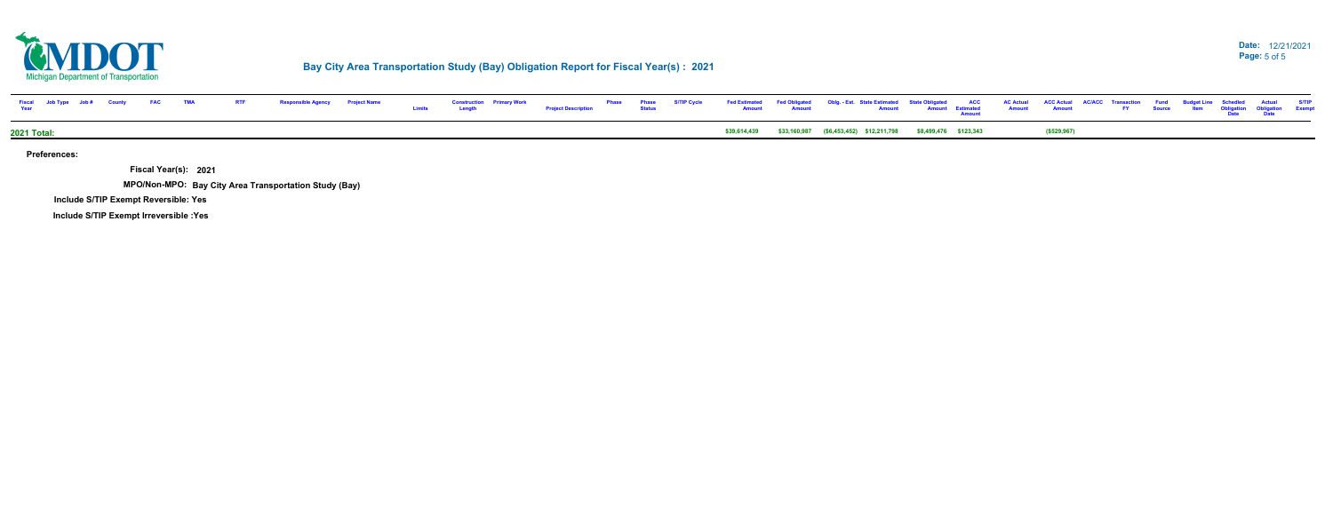# Bay City Area Transportation Study (Bay) Obligation Report for Fiscal Year(s) : 2021

| Fiscal Year | Job Type | Job # | County | FAC | TMA | RTF | Responsible Agency | Project Name | Limits | Construction Length | Primary Work | Project Description | Phase | Phase Status | S/TIP Cycle | Fed Estimated Amount | Fed Obligated Amount | Oblig. - Est. Amount | State Estimated Amount | State Obligated Amount | ACC Estimated Amount | AC Actual Amount | ACC Actual Amount | AC/ACC | Transaction FY | Fund Source | Budget Line Item | Schedled Obligation Date | Actual Obligation Date | S/TIP Exempt |
|---|---|---|---|---|---|---|---|---|---|---|---|---|---|---|---|---|---|---|---|---|---|---|---|---|---|---|---|---|---|---|
| **2021 Total:** | | | | | | | | | | | | | | | | $39,614,439 | $33,160,987 | ($6,453,452) | $12,211,798 | $8,499,476 | $123,343 | | ($529,967) | | | | | | | |

**Preferences:**

**Fiscal Year(s): 2021**

**MPO/Non-MPO: Bay City Area Transportation Study (Bay)**

**Include S/TIP Exempt Reversible: Yes**

**Include S/TIP Exempt Irreversible :Yes**